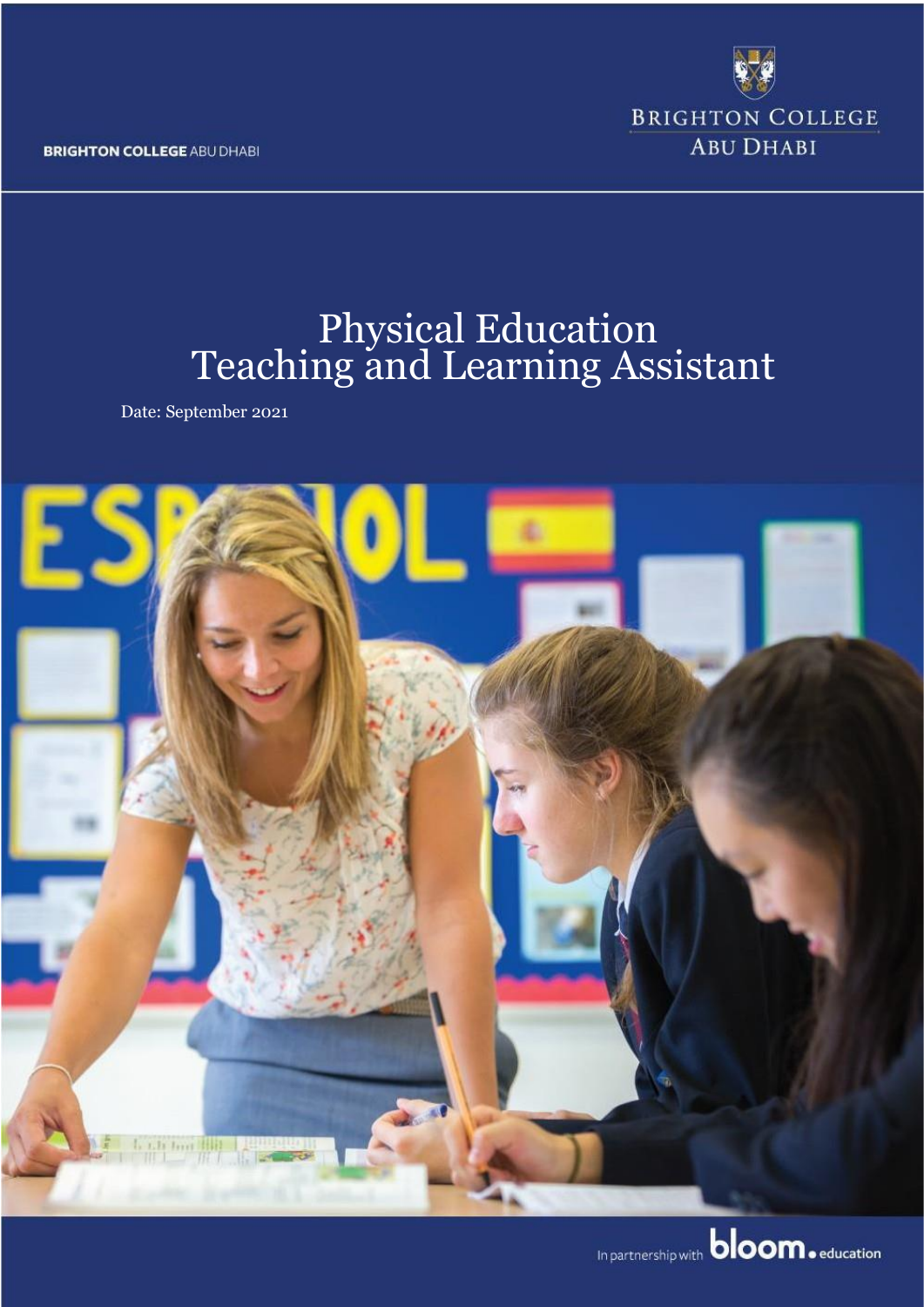BRIGHTON COLLEGE ABU DHABI

BRIGHTON COLLEGE
ABU DHABI

# Physical Education Teaching and Learning Assistant

Date: September 2021

In partnership with bloom.education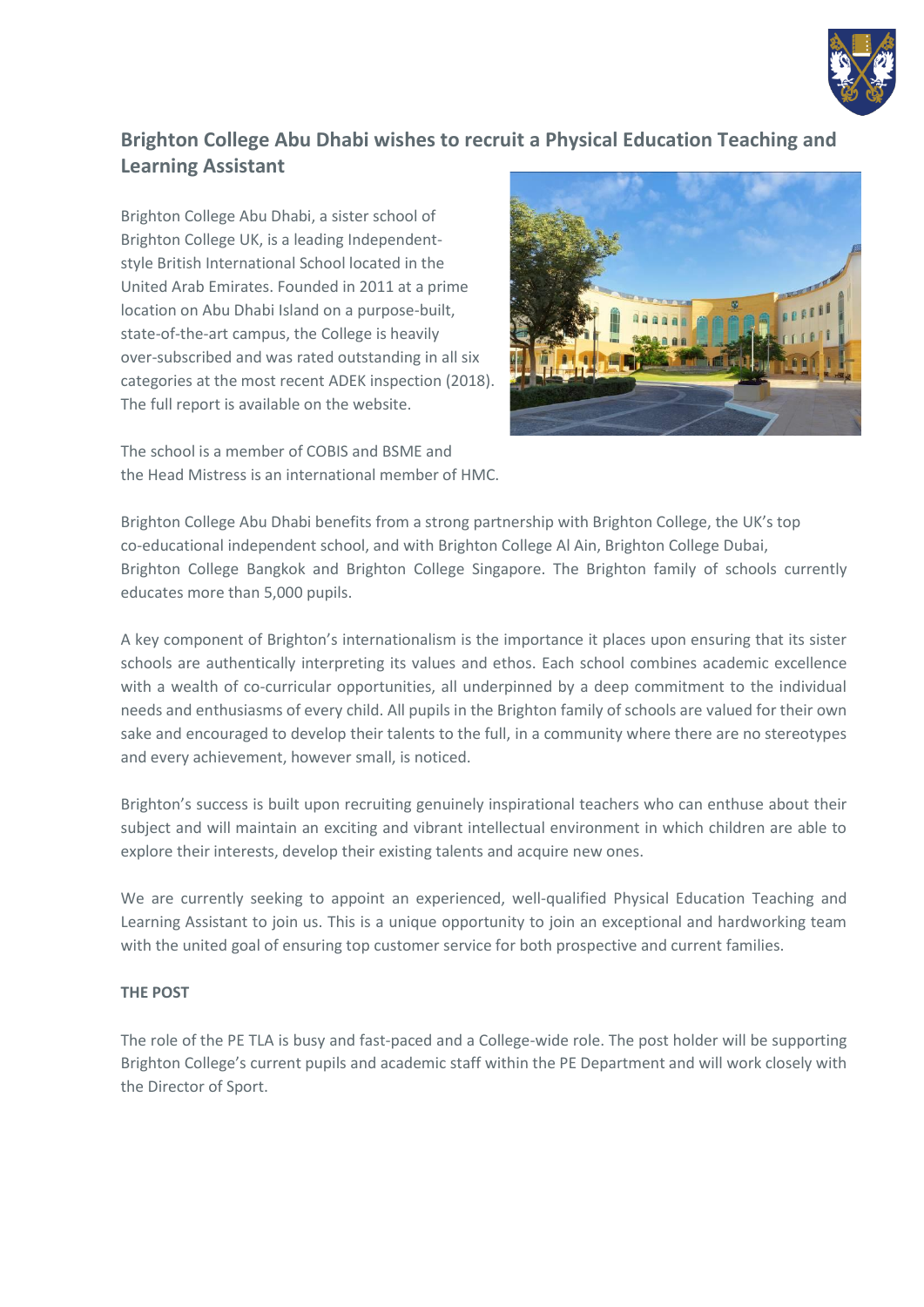## Brighton College Abu Dhabi wishes to recruit a Physical Education Teaching and Learning Assistant

Brighton College Abu Dhabi, a sister school of Brighton College UK, is a leading Independent-style British International School located in the United Arab Emirates. Founded in 2011 at a prime location on Abu Dhabi Island on a purpose-built, state-of-the-art campus, the College is heavily over-subscribed and was rated outstanding in all six categories at the most recent ADEK inspection (2018). The full report is available on the website.

The school is a member of COBIS and BSME and the Head Mistress is an international member of HMC.

Brighton College Abu Dhabi benefits from a strong partnership with Brighton College, the UK's top co-educational independent school, and with Brighton College Al Ain, Brighton College Dubai, Brighton College Bangkok and Brighton College Singapore. The Brighton family of schools currently educates more than 5,000 pupils.

A key component of Brighton's internationalism is the importance it places upon ensuring that its sister schools are authentically interpreting its values and ethos. Each school combines academic excellence with a wealth of co-curricular opportunities, all underpinned by a deep commitment to the individual needs and enthusiasms of every child. All pupils in the Brighton family of schools are valued for their own sake and encouraged to develop their talents to the full, in a community where there are no stereotypes and every achievement, however small, is noticed.

Brighton's success is built upon recruiting genuinely inspirational teachers who can enthuse about their subject and will maintain an exciting and vibrant intellectual environment in which children are able to explore their interests, develop their existing talents and acquire new ones.

We are currently seeking to appoint an experienced, well-qualified Physical Education Teaching and Learning Assistant to join us. This is a unique opportunity to join an exceptional and hardworking team with the united goal of ensuring top customer service for both prospective and current families.

**THE POST**

The role of the PE TLA is busy and fast-paced and a College-wide role. The post holder will be supporting Brighton College's current pupils and academic staff within the PE Department and will work closely with the Director of Sport.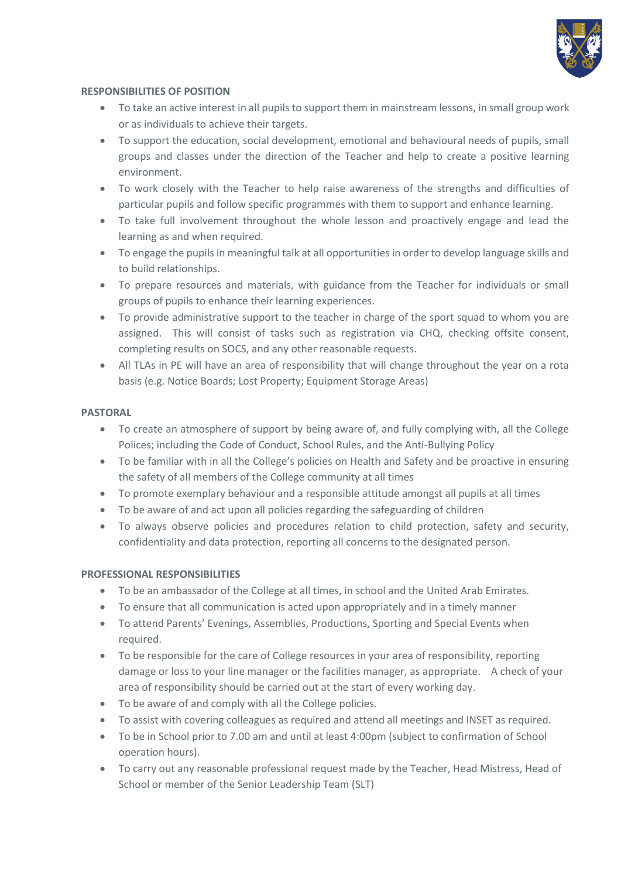**RESPONSIBILITIES OF POSITION**

- To take an active interest in all pupils to support them in mainstream lessons, in small group work or as individuals to achieve their targets.
- To support the education, social development, emotional and behavioural needs of pupils, small groups and classes under the direction of the Teacher and help to create a positive learning environment.
- To work closely with the Teacher to help raise awareness of the strengths and difficulties of particular pupils and follow specific programmes with them to support and enhance learning.
- To take full involvement throughout the whole lesson and proactively engage and lead the learning as and when required.
- To engage the pupils in meaningful talk at all opportunities in order to develop language skills and to build relationships.
- To prepare resources and materials, with guidance from the Teacher for individuals or small groups of pupils to enhance their learning experiences.
- To provide administrative support to the teacher in charge of the sport squad to whom you are assigned. This will consist of tasks such as registration via CHQ, checking offsite consent, completing results on SOCS, and any other reasonable requests.
- All TLAs in PE will have an area of responsibility that will change throughout the year on a rota basis (e.g. Notice Boards; Lost Property; Equipment Storage Areas)

**PASTORAL**

- To create an atmosphere of support by being aware of, and fully complying with, all the College Polices; including the Code of Conduct, School Rules, and the Anti-Bullying Policy
- To be familiar with in all the College's policies on Health and Safety and be proactive in ensuring the safety of all members of the College community at all times
- To promote exemplary behaviour and a responsible attitude amongst all pupils at all times
- To be aware of and act upon all policies regarding the safeguarding of children
- To always observe policies and procedures relation to child protection, safety and security, confidentiality and data protection, reporting all concerns to the designated person.

**PROFESSIONAL RESPONSIBILITIES**

- To be an ambassador of the College at all times, in school and the United Arab Emirates.
- To ensure that all communication is acted upon appropriately and in a timely manner
- To attend Parents' Evenings, Assemblies, Productions, Sporting and Special Events when required.
- To be responsible for the care of College resources in your area of responsibility, reporting damage or loss to your line manager or the facilities manager, as appropriate. A check of your area of responsibility should be carried out at the start of every working day.
- To be aware of and comply with all the College policies.
- To assist with covering colleagues as required and attend all meetings and INSET as required.
- To be in School prior to 7.00 am and until at least 4:00pm (subject to confirmation of School operation hours).
- To carry out any reasonable professional request made by the Teacher, Head Mistress, Head of School or member of the Senior Leadership Team (SLT)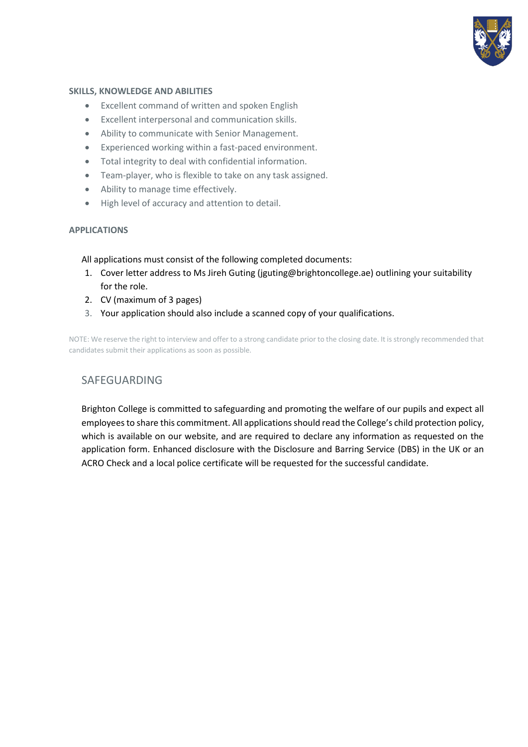### SKILLS, KNOWLEDGE AND ABILITIES

- Excellent command of written and spoken English
- Excellent interpersonal and communication skills.
- Ability to communicate with Senior Management.
- Experienced working within a fast-paced environment.
- Total integrity to deal with confidential information.
- Team-player, who is flexible to take on any task assigned.
- Ability to manage time effectively.
- High level of accuracy and attention to detail.

### APPLICATIONS

All applications must consist of the following completed documents:

1. Cover letter address to Ms Jireh Guting (jguting@brightoncollege.ae) outlining your suitability for the role.
2. CV (maximum of 3 pages)
3. Your application should also include a scanned copy of your qualifications.

NOTE: We reserve the right to interview and offer to a strong candidate prior to the closing date. It is strongly recommended that candidates submit their applications as soon as possible.

## SAFEGUARDING

Brighton College is committed to safeguarding and promoting the welfare of our pupils and expect all employees to share this commitment. All applications should read the College's child protection policy, which is available on our website, and are required to declare any information as requested on the application form. Enhanced disclosure with the Disclosure and Barring Service (DBS) in the UK or an ACRO Check and a local police certificate will be requested for the successful candidate.